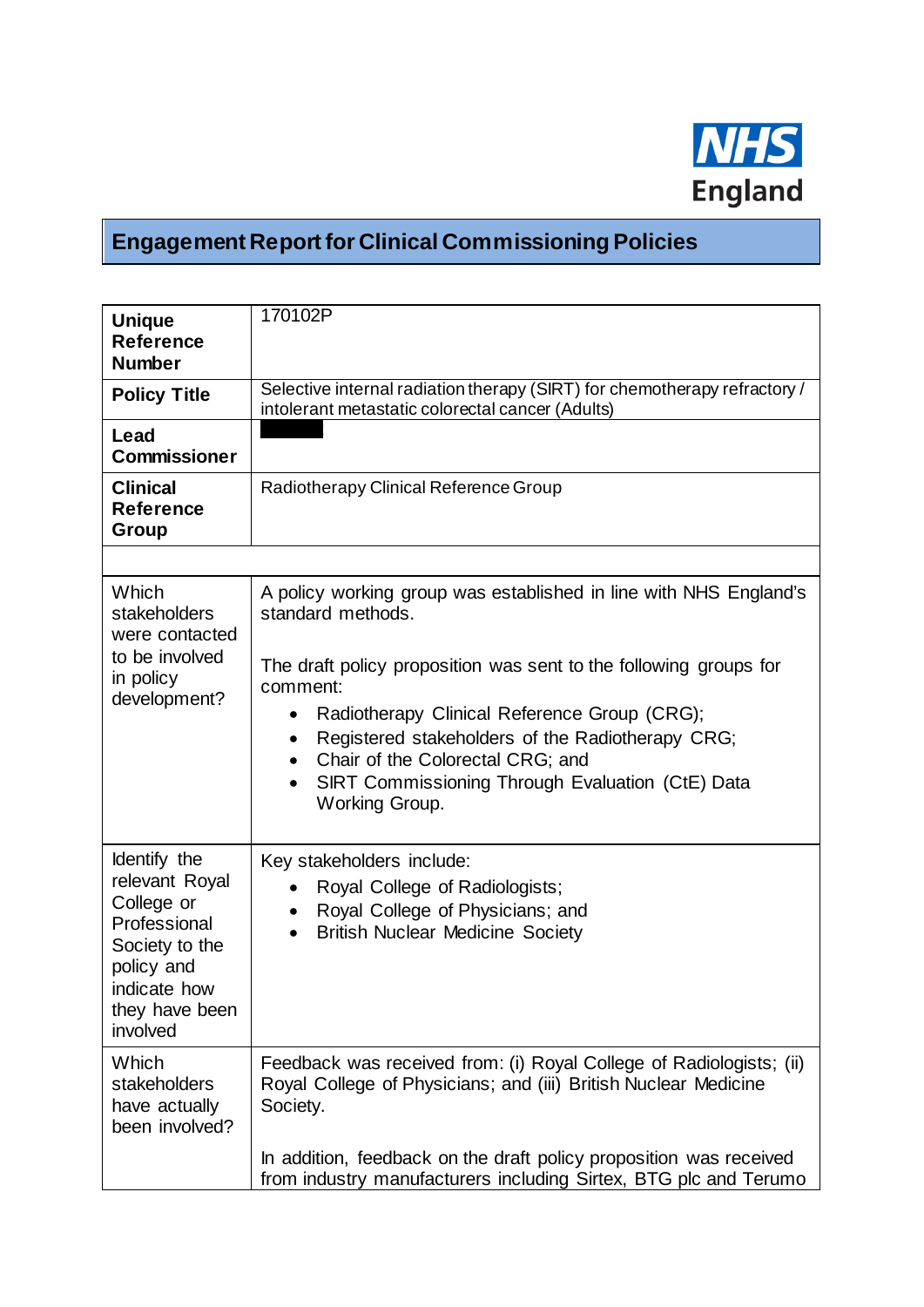# Engagement Report for Clinical Commissioning Policies

| | |
|---|---|
| **Unique Reference Number** | 170102P |
| **Policy Title** | Selective internal radiation therapy (SIRT) for chemotherapy refractory / intolerant metastatic colorectal cancer (Adults) |
| **Lead Commissioner** | |
| **Clinical Reference Group** | Radiotherapy Clinical Reference Group |
| | |
| Which stakeholders were contacted to be involved in policy development? | A policy working group was established in line with NHS England's standard methods.<br><br>The draft policy proposition was sent to the following groups for comment:<br>• Radiotherapy Clinical Reference Group (CRG);<br>• Registered stakeholders of the Radiotherapy CRG;<br>• Chair of the Colorectal CRG; and<br>• SIRT Commissioning Through Evaluation (CtE) Data Working Group. |
| Identify the relevant Royal College or Professional Society to the policy and indicate how they have been involved | Key stakeholders include:<br>• Royal College of Radiologists;<br>• Royal College of Physicians; and<br>• British Nuclear Medicine Society |
| Which stakeholders have actually been involved? | Feedback was received from: (i) Royal College of Radiologists; (ii) Royal College of Physicians; and (iii) British Nuclear Medicine Society.<br><br>In addition, feedback on the draft policy proposition was received from industry manufacturers including Sirtex, BTG plc and Terumo |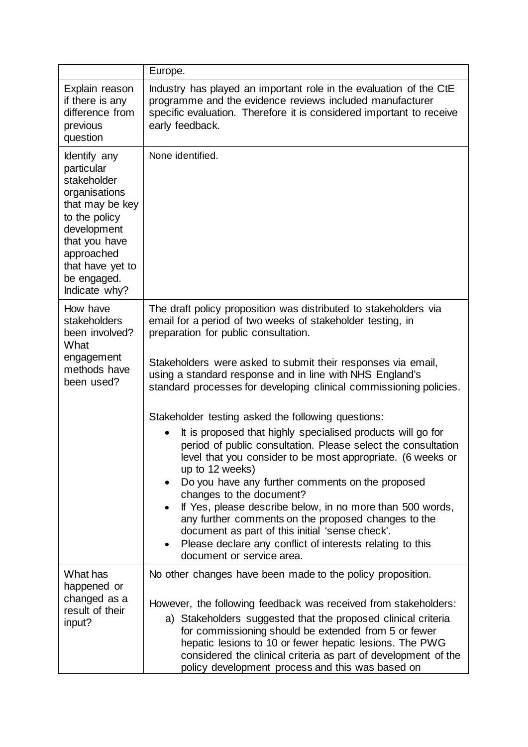|  |  |
| --- | --- |
|  | Europe. |
| Explain reason if there is any difference from previous question | Industry has played an important role in the evaluation of the CtE programme and the evidence reviews included manufacturer specific evaluation. Therefore it is considered important to receive early feedback. |
| Identify any particular stakeholder organisations that may be key to the policy development that you have approached that have yet to be engaged. Indicate why? | None identified. |
| How have stakeholders been involved? What engagement methods have been used? | The draft policy proposition was distributed to stakeholders via email for a period of two weeks of stakeholder testing, in preparation for public consultation.<br><br>Stakeholders were asked to submit their responses via email, using a standard response and in line with NHS England's standard processes for developing clinical commissioning policies.<br><br>Stakeholder testing asked the following questions:<br>• It is proposed that highly specialised products will go for period of public consultation. Please select the consultation level that you consider to be most appropriate. (6 weeks or up to 12 weeks)<br>• Do you have any further comments on the proposed changes to the document?<br>• If Yes, please describe below, in no more than 500 words, any further comments on the proposed changes to the document as part of this initial 'sense check'.<br>• Please declare any conflict of interests relating to this document or service area. |
| What has happened or changed as a result of their input? | No other changes have been made to the policy proposition.<br><br>However, the following feedback was received from stakeholders:<br>a) Stakeholders suggested that the proposed clinical criteria for commissioning should be extended from 5 or fewer hepatic lesions to 10 or fewer hepatic lesions. The PWG considered the clinical criteria as part of development of the policy development process and this was based on |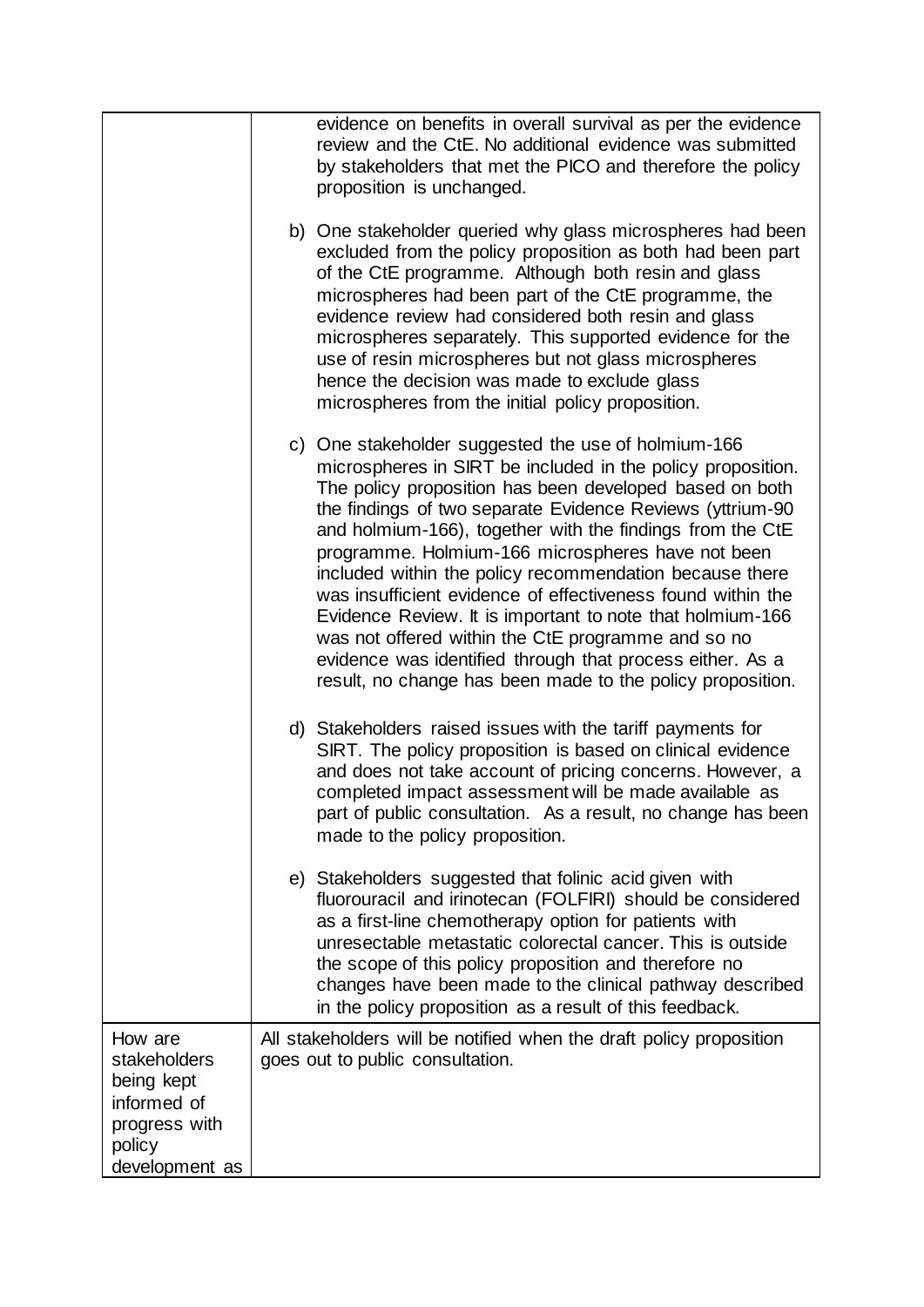| | |
|---|---|
| | evidence on benefits in overall survival as per the evidence review and the CtE. No additional evidence was submitted by stakeholders that met the PICO and therefore the policy proposition is unchanged.<br><br>b) One stakeholder queried why glass microspheres had been excluded from the policy proposition as both had been part of the CtE programme. Although both resin and glass microspheres had been part of the CtE programme, the evidence review had considered both resin and glass microspheres separately. This supported evidence for the use of resin microspheres but not glass microspheres hence the decision was made to exclude glass microspheres from the initial policy proposition.<br><br>c) One stakeholder suggested the use of holmium-166 microspheres in SIRT be included in the policy proposition. The policy proposition has been developed based on both the findings of two separate Evidence Reviews (yttrium-90 and holmium-166), together with the findings from the CtE programme. Holmium-166 microspheres have not been included within the policy recommendation because there was insufficient evidence of effectiveness found within the Evidence Review. It is important to note that holmium-166 was not offered within the CtE programme and so no evidence was identified through that process either. As a result, no change has been made to the policy proposition.<br><br>d) Stakeholders raised issues with the tariff payments for SIRT. The policy proposition is based on clinical evidence and does not take account of pricing concerns. However, a completed impact assessment will be made available as part of public consultation. As a result, no change has been made to the policy proposition.<br><br>e) Stakeholders suggested that folinic acid given with fluorouracil and irinotecan (FOLFIRI) should be considered as a first-line chemotherapy option for patients with unresectable metastatic colorectal cancer. This is outside the scope of this policy proposition and therefore no changes have been made to the clinical pathway described in the policy proposition as a result of this feedback. |
| How are stakeholders being kept informed of progress with policy development as | All stakeholders will be notified when the draft policy proposition goes out to public consultation. |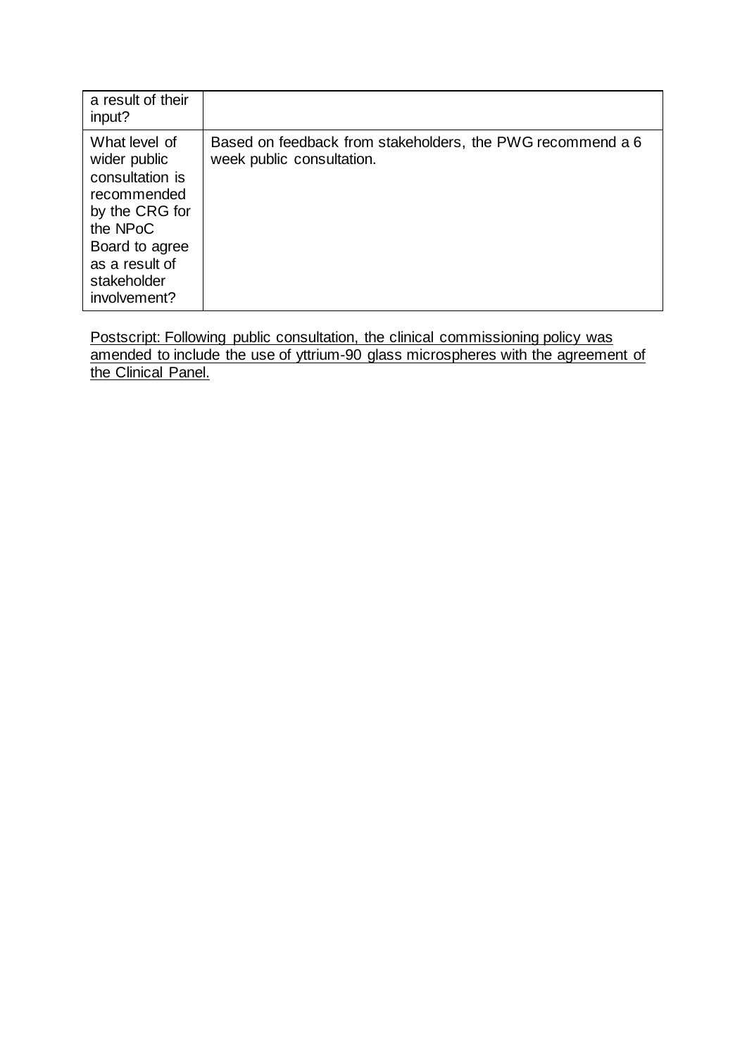| | |
|---|---|
| a result of their input? | |
| What level of wider public consultation is recommended by the CRG for the NPoC Board to agree as a result of stakeholder involvement? | Based on feedback from stakeholders, the PWG recommend a 6 week public consultation. |

Postscript: Following public consultation, the clinical commissioning policy was amended to include the use of yttrium-90 glass microspheres with the agreement of the Clinical Panel.